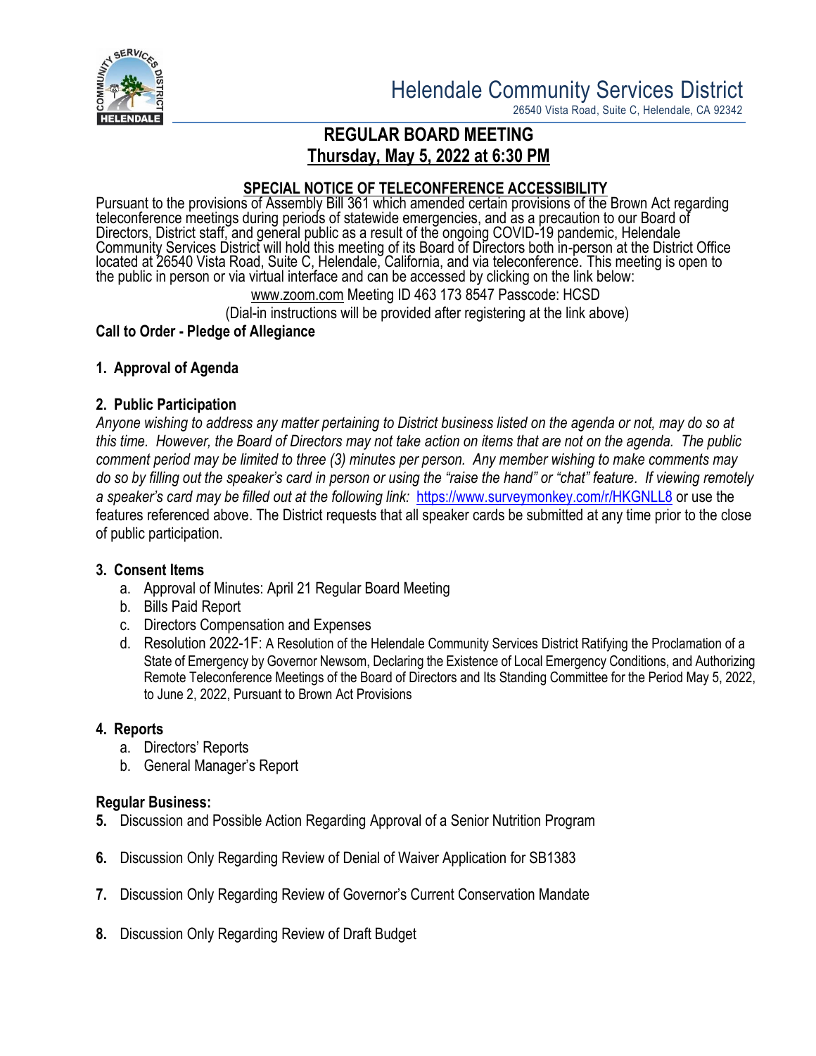# Helendale Community Services District

26540 Vista Road, Suite C, Helendale, CA 92342

## REGULAR BOARD MEETING

## Thursday, May 5, 2022 at 6:30 PM

### SPECIAL NOTICE OF TELECONFERENCE ACCESSIBILITY

Pursuant to the provisions of Assembly Bill 361 which amended certain provisions of the Brown Act regarding teleconference meetings during periods of statewide emergencies, and as a precaution to our Board of Directors, District staff, and general public as a result of the ongoing COVID-19 pandemic, Helendale Community Services District will hold this meeting of its Board of Directors both in-person at the District Office located at 26540 Vista Road, Suite C, Helendale, California, and via teleconference. This meeting is open to the public in person or via virtual interface and can be accessed by clicking on the link below:

www.zoom.com Meeting ID 463 173 8547 Passcode: HCSD

(Dial-in instructions will be provided after registering at the link above)

**Call to Order - Pledge of Allegiance**

**1. Approval of Agenda**

**2. Public Participation**

*Anyone wishing to address any matter pertaining to District business listed on the agenda or not, may do so at this time. However, the Board of Directors may not take action on items that are not on the agenda. The public comment period may be limited to three (3) minutes per person. Any member wishing to make comments may do so by filling out the speaker's card in person or using the "raise the hand" or "chat" feature. If viewing remotely a speaker's card may be filled out at the following link:* https://www.surveymonkey.com/r/HKGNLL8 or use the features referenced above. The District requests that all speaker cards be submitted at any time prior to the close of public participation.

**3. Consent Items**

a. Approval of Minutes: April 21 Regular Board Meeting
b. Bills Paid Report
c. Directors Compensation and Expenses
d. Resolution 2022-1F: A Resolution of the Helendale Community Services District Ratifying the Proclamation of a State of Emergency by Governor Newsom, Declaring the Existence of Local Emergency Conditions, and Authorizing Remote Teleconference Meetings of the Board of Directors and Its Standing Committee for the Period May 5, 2022, to June 2, 2022, Pursuant to Brown Act Provisions

**4. Reports**

a. Directors' Reports
b. General Manager's Report

**Regular Business:**

**5.** Discussion and Possible Action Regarding Approval of a Senior Nutrition Program

**6.** Discussion Only Regarding Review of Denial of Waiver Application for SB1383

**7.** Discussion Only Regarding Review of Governor's Current Conservation Mandate

**8.** Discussion Only Regarding Review of Draft Budget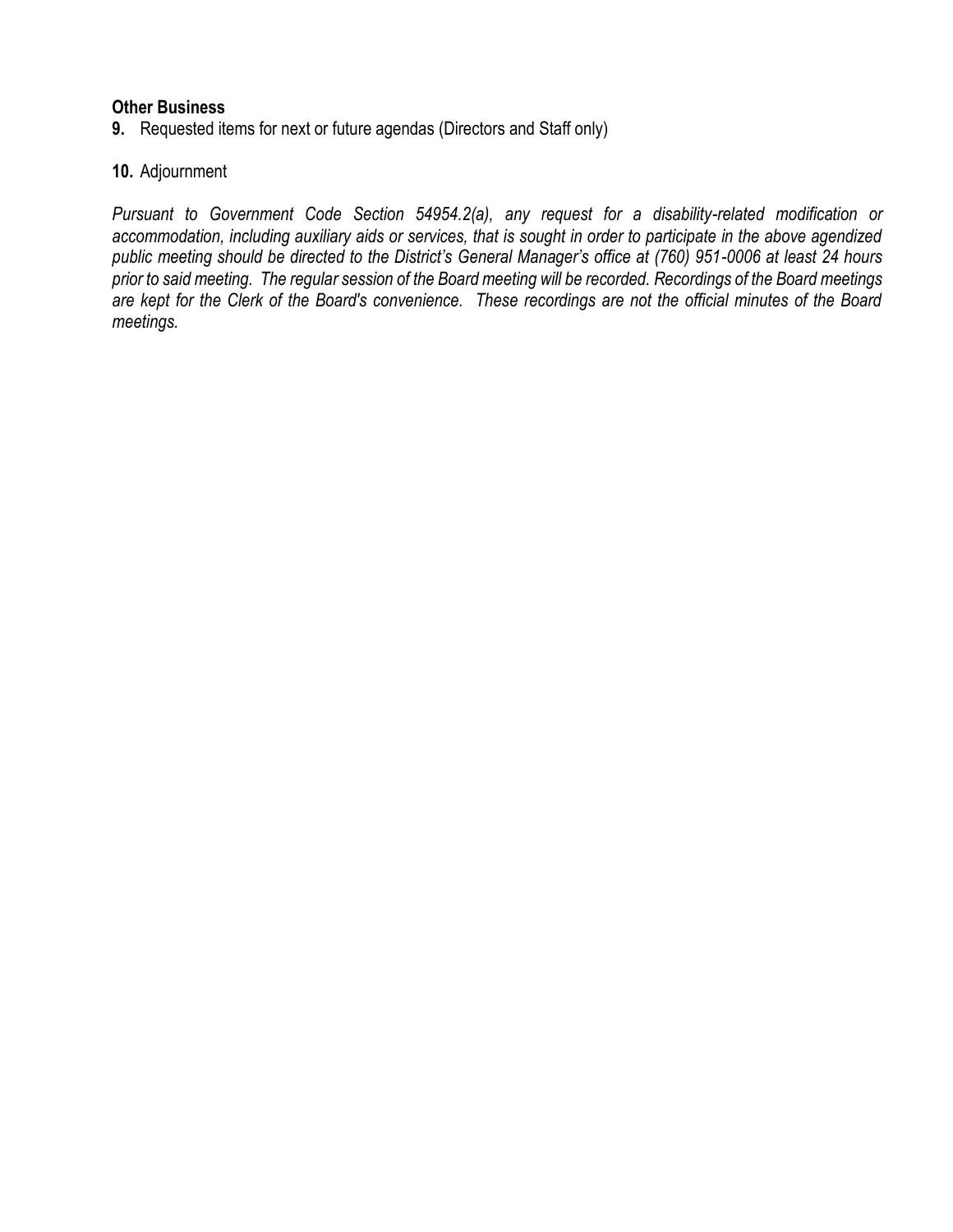**Other Business**

**9.** Requested items for next or future agendas (Directors and Staff only)

**10.** Adjournment

*Pursuant to Government Code Section 54954.2(a), any request for a disability-related modification or accommodation, including auxiliary aids or services, that is sought in order to participate in the above agendized public meeting should be directed to the District's General Manager's office at (760) 951-0006 at least 24 hours prior to said meeting. The regular session of the Board meeting will be recorded. Recordings of the Board meetings are kept for the Clerk of the Board's convenience. These recordings are not the official minutes of the Board meetings.*